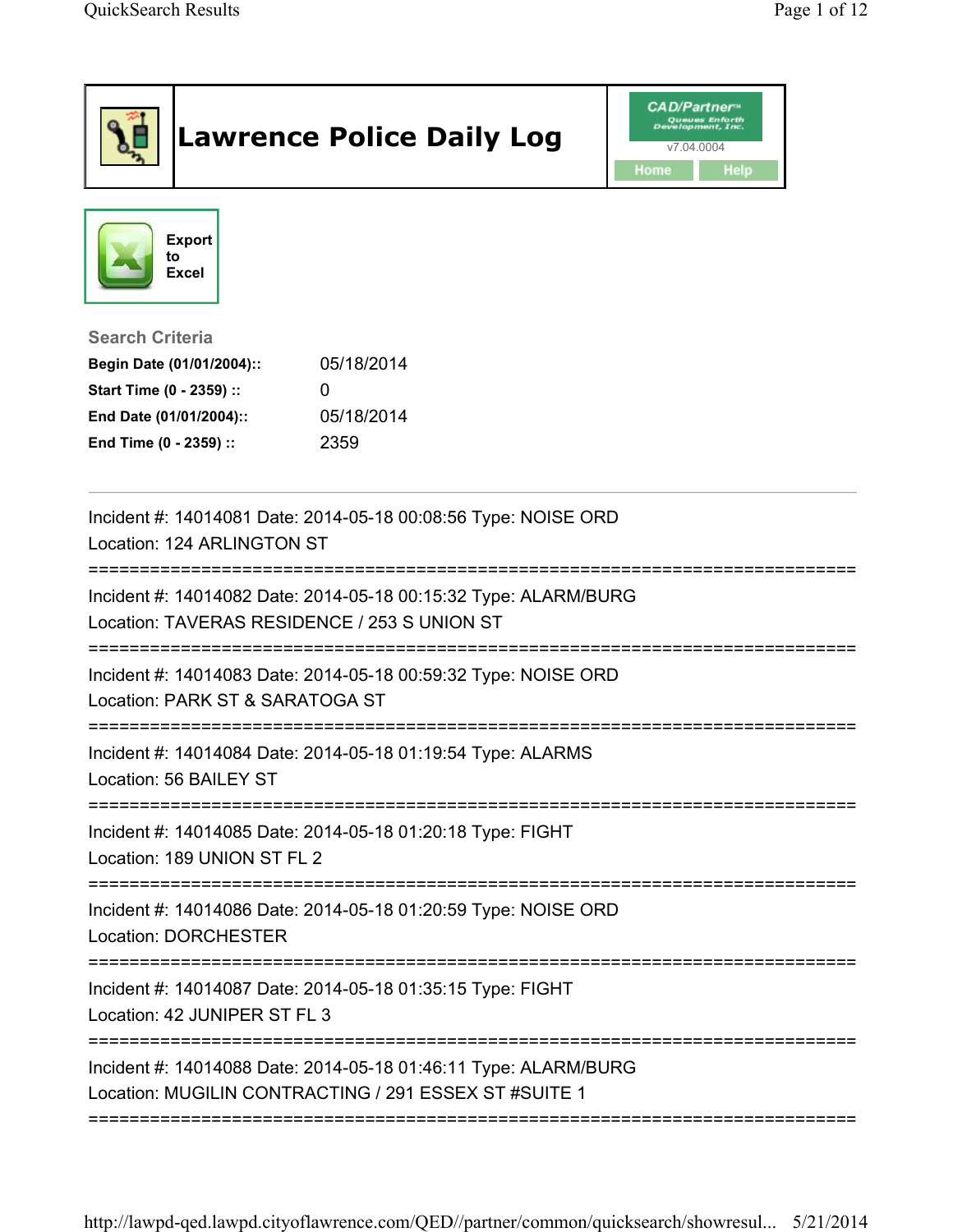# Lawrence Police Daily Log

CAD/Partner™ Queues Enforth Development, Inc.
v7.04.0004

Home | Help

Export to Excel

### Search Criteria

| | |
|---|---|
| **Begin Date (01/01/2004)::** | 05/18/2014 |
| **Start Time (0 - 2359) ::** | 0 |
| **End Date (01/01/2004)::** | 05/18/2014 |
| **End Time (0 - 2359) ::** | 2359 |

---

Incident #: 14014081 Date: 2014-05-18 00:08:56 Type: NOISE ORD
Location: 124 ARLINGTON ST

===========================================================================

Incident #: 14014082 Date: 2014-05-18 00:15:32 Type: ALARM/BURG
Location: TAVERAS RESIDENCE / 253 S UNION ST

===========================================================================

Incident #: 14014083 Date: 2014-05-18 00:59:32 Type: NOISE ORD
Location: PARK ST & SARATOGA ST

===========================================================================

Incident #: 14014084 Date: 2014-05-18 01:19:54 Type: ALARMS
Location: 56 BAILEY ST

===========================================================================

Incident #: 14014085 Date: 2014-05-18 01:20:18 Type: FIGHT
Location: 189 UNION ST FL 2

===========================================================================

Incident #: 14014086 Date: 2014-05-18 01:20:59 Type: NOISE ORD
Location: DORCHESTER

===========================================================================

Incident #: 14014087 Date: 2014-05-18 01:35:15 Type: FIGHT
Location: 42 JUNIPER ST FL 3

===========================================================================

Incident #: 14014088 Date: 2014-05-18 01:46:11 Type: ALARM/BURG
Location: MUGILIN CONTRACTING / 291 ESSEX ST #SUITE 1

===========================================================================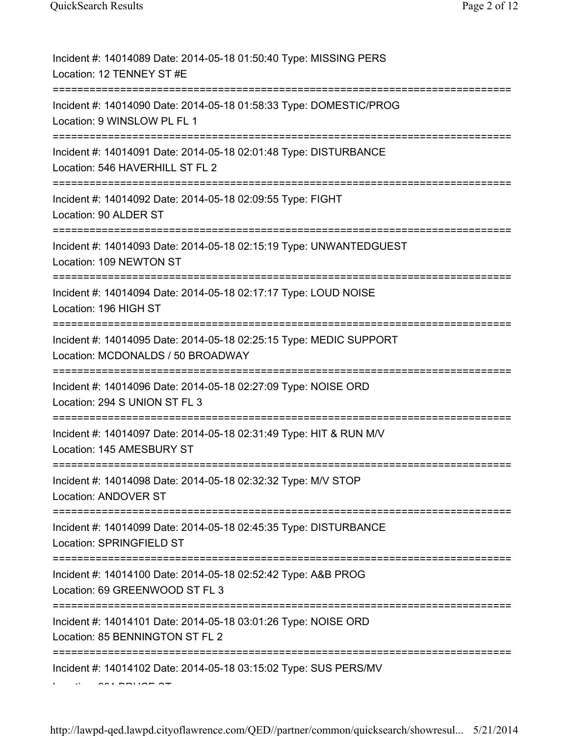Incident #: 14014089 Date: 2014-05-18 01:50:40 Type: MISSING PERS
Location: 12 TENNEY ST #E

===========================================================================

Incident #: 14014090 Date: 2014-05-18 01:58:33 Type: DOMESTIC/PROG
Location: 9 WINSLOW PL FL 1

===========================================================================

Incident #: 14014091 Date: 2014-05-18 02:01:48 Type: DISTURBANCE
Location: 546 HAVERHILL ST FL 2

===========================================================================

Incident #: 14014092 Date: 2014-05-18 02:09:55 Type: FIGHT
Location: 90 ALDER ST

===========================================================================

Incident #: 14014093 Date: 2014-05-18 02:15:19 Type: UNWANTEDGUEST
Location: 109 NEWTON ST

===========================================================================

Incident #: 14014094 Date: 2014-05-18 02:17:17 Type: LOUD NOISE
Location: 196 HIGH ST

===========================================================================

Incident #: 14014095 Date: 2014-05-18 02:25:15 Type: MEDIC SUPPORT
Location: MCDONALDS / 50 BROADWAY

===========================================================================

Incident #: 14014096 Date: 2014-05-18 02:27:09 Type: NOISE ORD
Location: 294 S UNION ST FL 3

===========================================================================

Incident #: 14014097 Date: 2014-05-18 02:31:49 Type: HIT & RUN M/V
Location: 145 AMESBURY ST

===========================================================================

Incident #: 14014098 Date: 2014-05-18 02:32:32 Type: M/V STOP
Location: ANDOVER ST

===========================================================================

Incident #: 14014099 Date: 2014-05-18 02:45:35 Type: DISTURBANCE
Location: SPRINGFIELD ST

===========================================================================

Incident #: 14014100 Date: 2014-05-18 02:52:42 Type: A&B PROG
Location: 69 GREENWOOD ST FL 3

===========================================================================

Incident #: 14014101 Date: 2014-05-18 03:01:26 Type: NOISE ORD
Location: 85 BENNINGTON ST FL 2

===========================================================================

Incident #: 14014102 Date: 2014-05-18 03:15:02 Type: SUS PERS/MV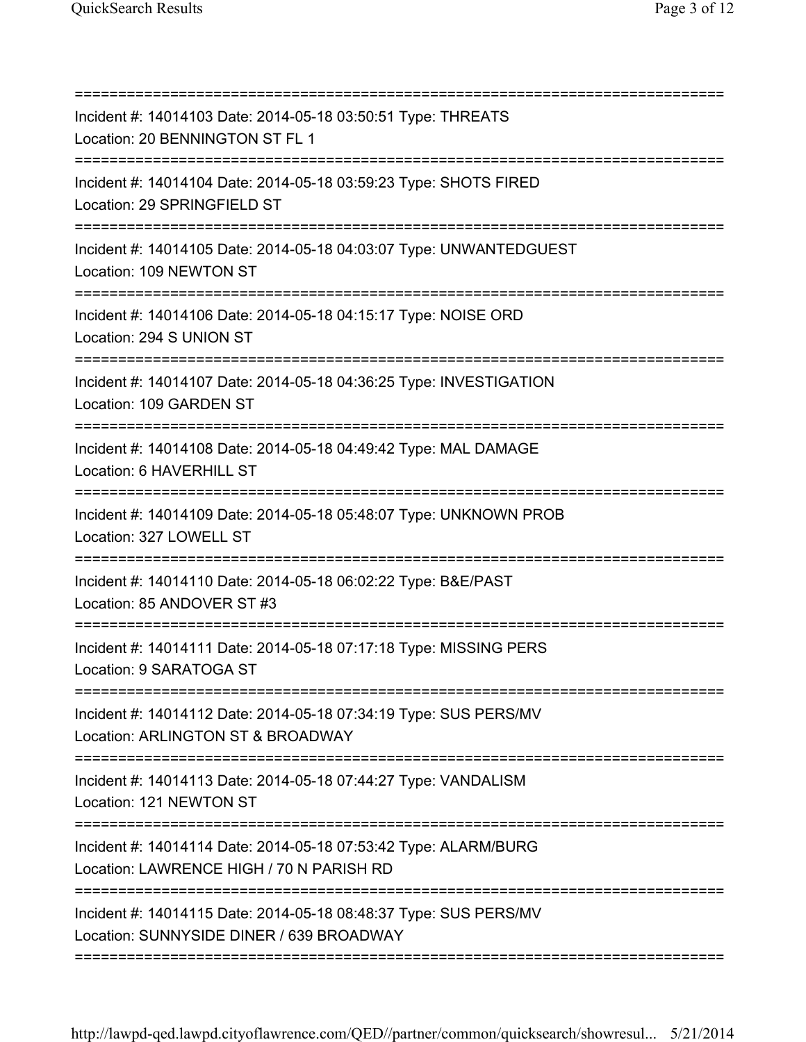Incident #: 14014103 Date: 2014-05-18 03:50:51 Type: THREATS
Location: 20 BENNINGTON ST FL 1

Incident #: 14014104 Date: 2014-05-18 03:59:23 Type: SHOTS FIRED
Location: 29 SPRINGFIELD ST

Incident #: 14014105 Date: 2014-05-18 04:03:07 Type: UNWANTEDGUEST
Location: 109 NEWTON ST

Incident #: 14014106 Date: 2014-05-18 04:15:17 Type: NOISE ORD
Location: 294 S UNION ST

Incident #: 14014107 Date: 2014-05-18 04:36:25 Type: INVESTIGATION
Location: 109 GARDEN ST

Incident #: 14014108 Date: 2014-05-18 04:49:42 Type: MAL DAMAGE
Location: 6 HAVERHILL ST

Incident #: 14014109 Date: 2014-05-18 05:48:07 Type: UNKNOWN PROB
Location: 327 LOWELL ST

Incident #: 14014110 Date: 2014-05-18 06:02:22 Type: B&E/PAST
Location: 85 ANDOVER ST #3

Incident #: 14014111 Date: 2014-05-18 07:17:18 Type: MISSING PERS
Location: 9 SARATOGA ST

Incident #: 14014112 Date: 2014-05-18 07:34:19 Type: SUS PERS/MV
Location: ARLINGTON ST & BROADWAY

Incident #: 14014113 Date: 2014-05-18 07:44:27 Type: VANDALISM
Location: 121 NEWTON ST

Incident #: 14014114 Date: 2014-05-18 07:53:42 Type: ALARM/BURG
Location: LAWRENCE HIGH / 70 N PARISH RD

Incident #: 14014115 Date: 2014-05-18 08:48:37 Type: SUS PERS/MV
Location: SUNNYSIDE DINER / 639 BROADWAY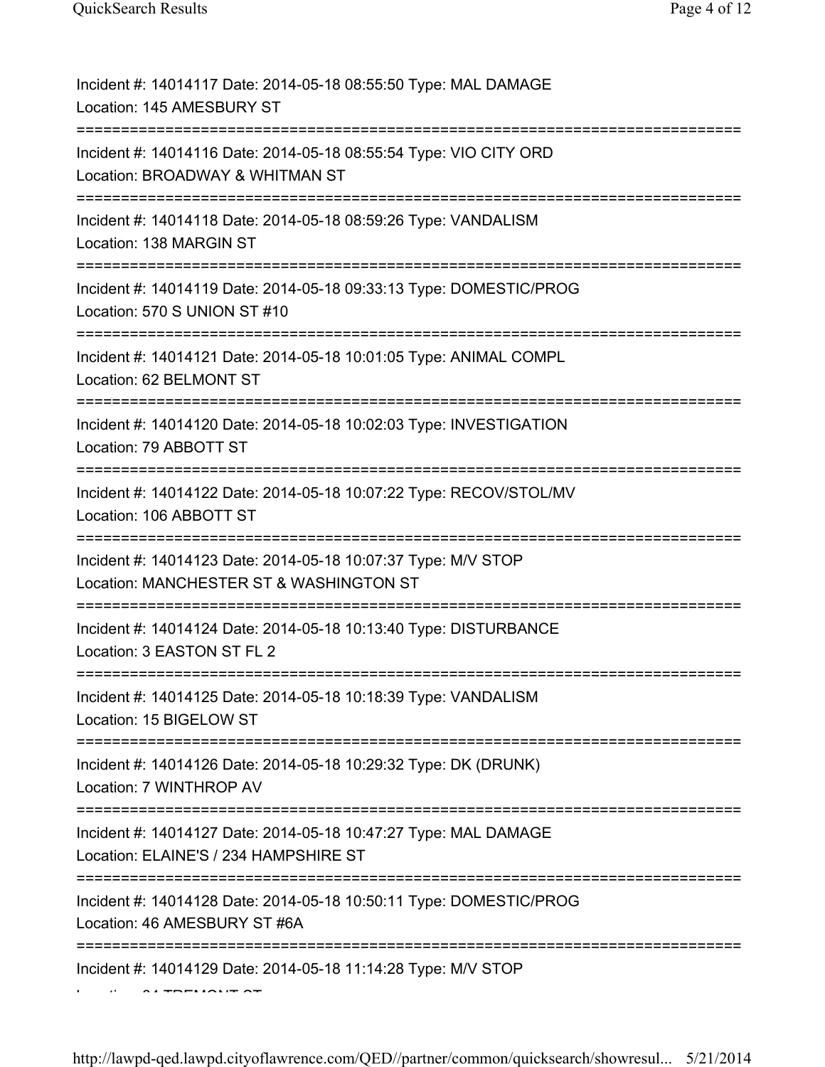Incident #: 14014117 Date: 2014-05-18 08:55:50 Type: MAL DAMAGE
Location: 145 AMESBURY ST
===========================================================================
Incident #: 14014116 Date: 2014-05-18 08:55:54 Type: VIO CITY ORD
Location: BROADWAY & WHITMAN ST
===========================================================================
Incident #: 14014118 Date: 2014-05-18 08:59:26 Type: VANDALISM
Location: 138 MARGIN ST
===========================================================================
Incident #: 14014119 Date: 2014-05-18 09:33:13 Type: DOMESTIC/PROG
Location: 570 S UNION ST #10
===========================================================================
Incident #: 14014121 Date: 2014-05-18 10:01:05 Type: ANIMAL COMPL
Location: 62 BELMONT ST
===========================================================================
Incident #: 14014120 Date: 2014-05-18 10:02:03 Type: INVESTIGATION
Location: 79 ABBOTT ST
===========================================================================
Incident #: 14014122 Date: 2014-05-18 10:07:22 Type: RECOV/STOL/MV
Location: 106 ABBOTT ST
===========================================================================
Incident #: 14014123 Date: 2014-05-18 10:07:37 Type: M/V STOP
Location: MANCHESTER ST & WASHINGTON ST
===========================================================================
Incident #: 14014124 Date: 2014-05-18 10:13:40 Type: DISTURBANCE
Location: 3 EASTON ST FL 2
===========================================================================
Incident #: 14014125 Date: 2014-05-18 10:18:39 Type: VANDALISM
Location: 15 BIGELOW ST
===========================================================================
Incident #: 14014126 Date: 2014-05-18 10:29:32 Type: DK (DRUNK)
Location: 7 WINTHROP AV
===========================================================================
Incident #: 14014127 Date: 2014-05-18 10:47:27 Type: MAL DAMAGE
Location: ELAINE'S / 234 HAMPSHIRE ST
===========================================================================
Incident #: 14014128 Date: 2014-05-18 10:50:11 Type: DOMESTIC/PROG
Location: 46 AMESBURY ST #6A
===========================================================================
Incident #: 14014129 Date: 2014-05-18 11:14:28 Type: M/V STOP
Location: 24 TREMONT ST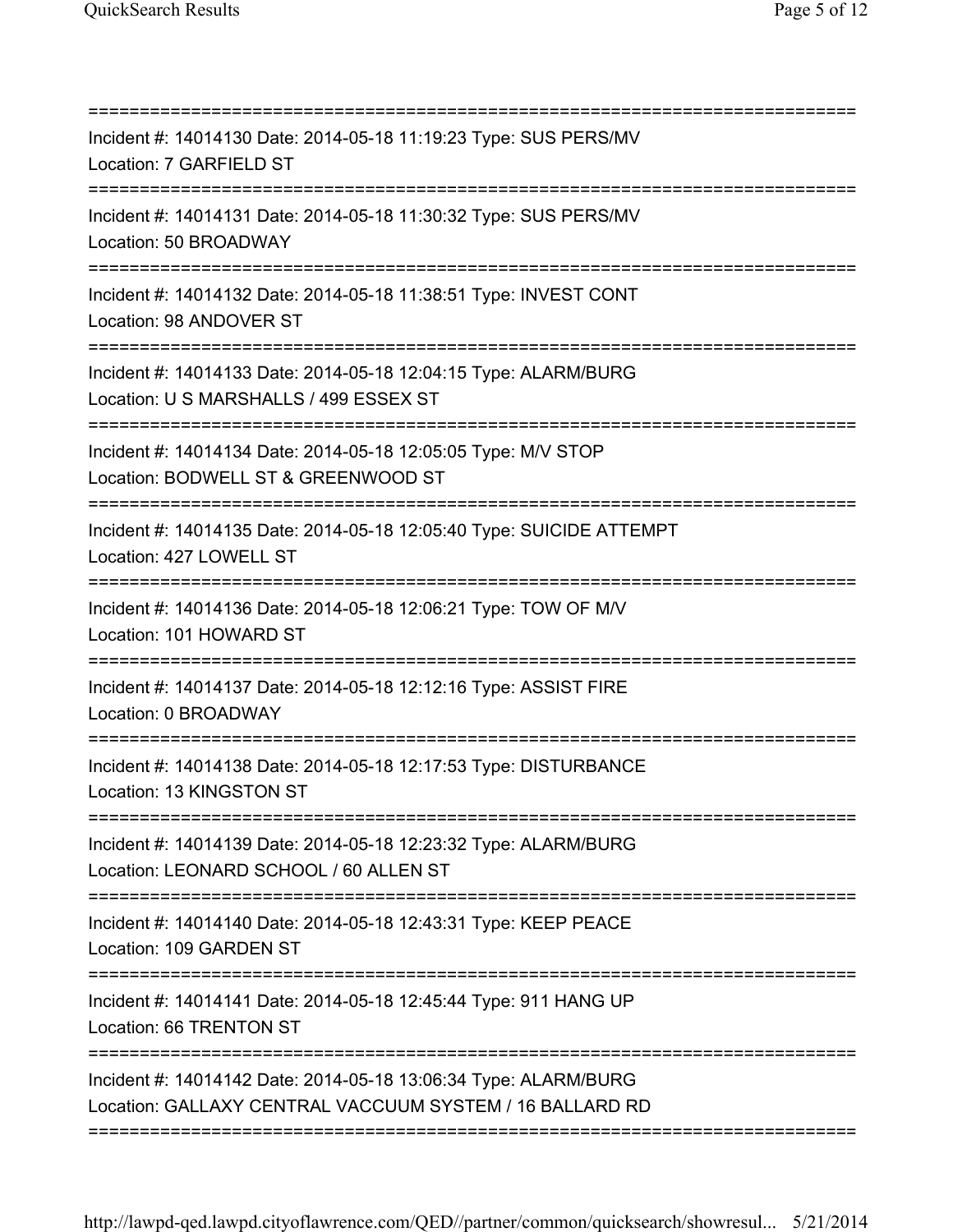Incident #: 14014130 Date: 2014-05-18 11:19:23 Type: SUS PERS/MV
Location: 7 GARFIELD ST

Incident #: 14014131 Date: 2014-05-18 11:30:32 Type: SUS PERS/MV
Location: 50 BROADWAY

Incident #: 14014132 Date: 2014-05-18 11:38:51 Type: INVEST CONT
Location: 98 ANDOVER ST

Incident #: 14014133 Date: 2014-05-18 12:04:15 Type: ALARM/BURG
Location: U S MARSHALLS / 499 ESSEX ST

Incident #: 14014134 Date: 2014-05-18 12:05:05 Type: M/V STOP
Location: BODWELL ST & GREENWOOD ST

Incident #: 14014135 Date: 2014-05-18 12:05:40 Type: SUICIDE ATTEMPT
Location: 427 LOWELL ST

Incident #: 14014136 Date: 2014-05-18 12:06:21 Type: TOW OF M/V
Location: 101 HOWARD ST

Incident #: 14014137 Date: 2014-05-18 12:12:16 Type: ASSIST FIRE
Location: 0 BROADWAY

Incident #: 14014138 Date: 2014-05-18 12:17:53 Type: DISTURBANCE
Location: 13 KINGSTON ST

Incident #: 14014139 Date: 2014-05-18 12:23:32 Type: ALARM/BURG
Location: LEONARD SCHOOL / 60 ALLEN ST

Incident #: 14014140 Date: 2014-05-18 12:43:31 Type: KEEP PEACE
Location: 109 GARDEN ST

Incident #: 14014141 Date: 2014-05-18 12:45:44 Type: 911 HANG UP
Location: 66 TRENTON ST

Incident #: 14014142 Date: 2014-05-18 13:06:34 Type: ALARM/BURG
Location: GALLAXY CENTRAL VACCUUM SYSTEM / 16 BALLARD RD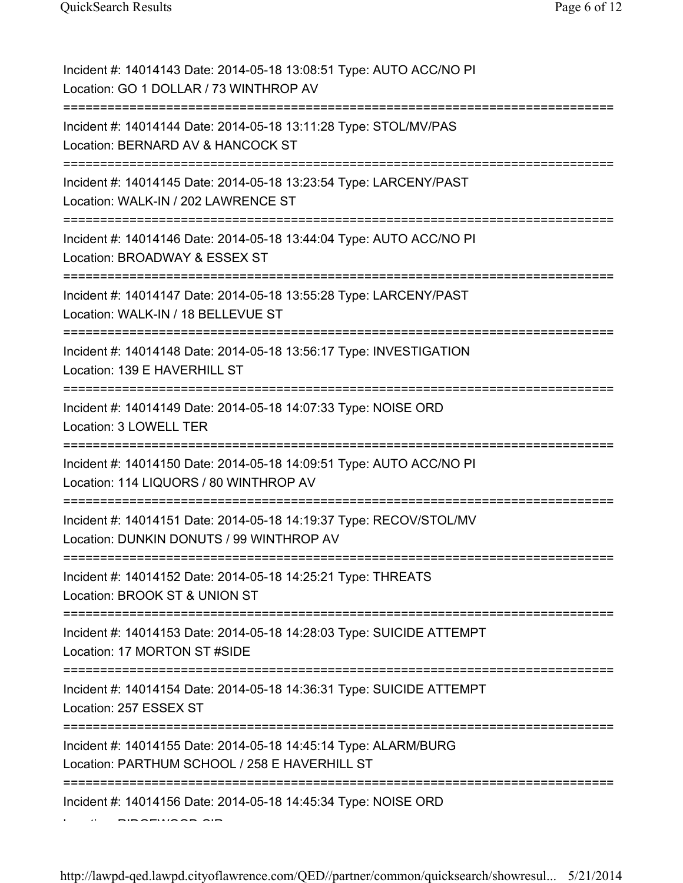Incident #: 14014143 Date: 2014-05-18 13:08:51 Type: AUTO ACC/NO PI
Location: GO 1 DOLLAR / 73 WINTHROP AV

===========================================================================

Incident #: 14014144 Date: 2014-05-18 13:11:28 Type: STOL/MV/PAS
Location: BERNARD AV & HANCOCK ST

===========================================================================

Incident #: 14014145 Date: 2014-05-18 13:23:54 Type: LARCENY/PAST
Location: WALK-IN / 202 LAWRENCE ST

===========================================================================

Incident #: 14014146 Date: 2014-05-18 13:44:04 Type: AUTO ACC/NO PI
Location: BROADWAY & ESSEX ST

===========================================================================

Incident #: 14014147 Date: 2014-05-18 13:55:28 Type: LARCENY/PAST
Location: WALK-IN / 18 BELLEVUE ST

===========================================================================

Incident #: 14014148 Date: 2014-05-18 13:56:17 Type: INVESTIGATION
Location: 139 E HAVERHILL ST

===========================================================================

Incident #: 14014149 Date: 2014-05-18 14:07:33 Type: NOISE ORD
Location: 3 LOWELL TER

===========================================================================

Incident #: 14014150 Date: 2014-05-18 14:09:51 Type: AUTO ACC/NO PI
Location: 114 LIQUORS / 80 WINTHROP AV

===========================================================================

Incident #: 14014151 Date: 2014-05-18 14:19:37 Type: RECOV/STOL/MV
Location: DUNKIN DONUTS / 99 WINTHROP AV

===========================================================================

Incident #: 14014152 Date: 2014-05-18 14:25:21 Type: THREATS
Location: BROOK ST & UNION ST

===========================================================================

Incident #: 14014153 Date: 2014-05-18 14:28:03 Type: SUICIDE ATTEMPT
Location: 17 MORTON ST #SIDE

===========================================================================

Incident #: 14014154 Date: 2014-05-18 14:36:31 Type: SUICIDE ATTEMPT
Location: 257 ESSEX ST

===========================================================================

Incident #: 14014155 Date: 2014-05-18 14:45:14 Type: ALARM/BURG
Location: PARTHUM SCHOOL / 258 E HAVERHILL ST

===========================================================================

Incident #: 14014156 Date: 2014-05-18 14:45:34 Type: NOISE ORD
Location: RIDGEWOOD CIR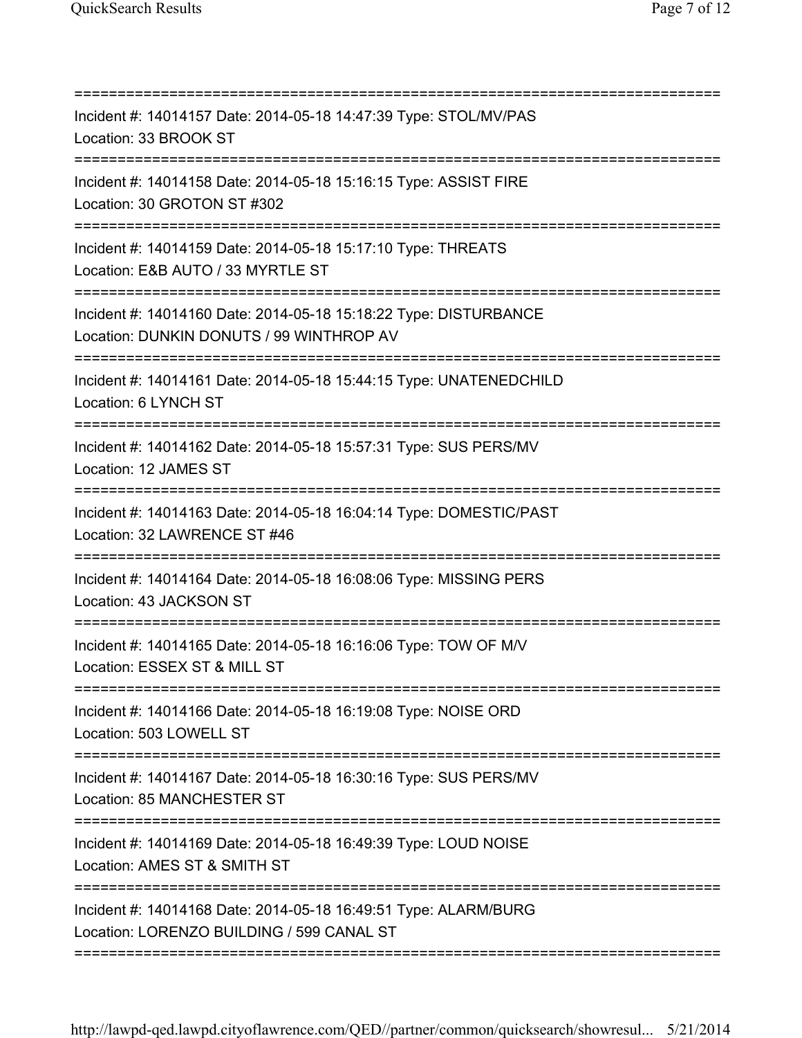===========================================================================
Incident #: 14014157 Date: 2014-05-18 14:47:39 Type: STOL/MV/PAS
Location: 33 BROOK ST
===========================================================================
Incident #: 14014158 Date: 2014-05-18 15:16:15 Type: ASSIST FIRE
Location: 30 GROTON ST #302
===========================================================================
Incident #: 14014159 Date: 2014-05-18 15:17:10 Type: THREATS
Location: E&B AUTO / 33 MYRTLE ST
===========================================================================
Incident #: 14014160 Date: 2014-05-18 15:18:22 Type: DISTURBANCE
Location: DUNKIN DONUTS / 99 WINTHROP AV
===========================================================================
Incident #: 14014161 Date: 2014-05-18 15:44:15 Type: UNATENEDCHILD
Location: 6 LYNCH ST
===========================================================================
Incident #: 14014162 Date: 2014-05-18 15:57:31 Type: SUS PERS/MV
Location: 12 JAMES ST
===========================================================================
Incident #: 14014163 Date: 2014-05-18 16:04:14 Type: DOMESTIC/PAST
Location: 32 LAWRENCE ST #46
===========================================================================
Incident #: 14014164 Date: 2014-05-18 16:08:06 Type: MISSING PERS
Location: 43 JACKSON ST
===========================================================================
Incident #: 14014165 Date: 2014-05-18 16:16:06 Type: TOW OF M/V
Location: ESSEX ST & MILL ST
===========================================================================
Incident #: 14014166 Date: 2014-05-18 16:19:08 Type: NOISE ORD
Location: 503 LOWELL ST
===========================================================================
Incident #: 14014167 Date: 2014-05-18 16:30:16 Type: SUS PERS/MV
Location: 85 MANCHESTER ST
===========================================================================
Incident #: 14014169 Date: 2014-05-18 16:49:39 Type: LOUD NOISE
Location: AMES ST & SMITH ST
===========================================================================
Incident #: 14014168 Date: 2014-05-18 16:49:51 Type: ALARM/BURG
Location: LORENZO BUILDING / 599 CANAL ST
===========================================================================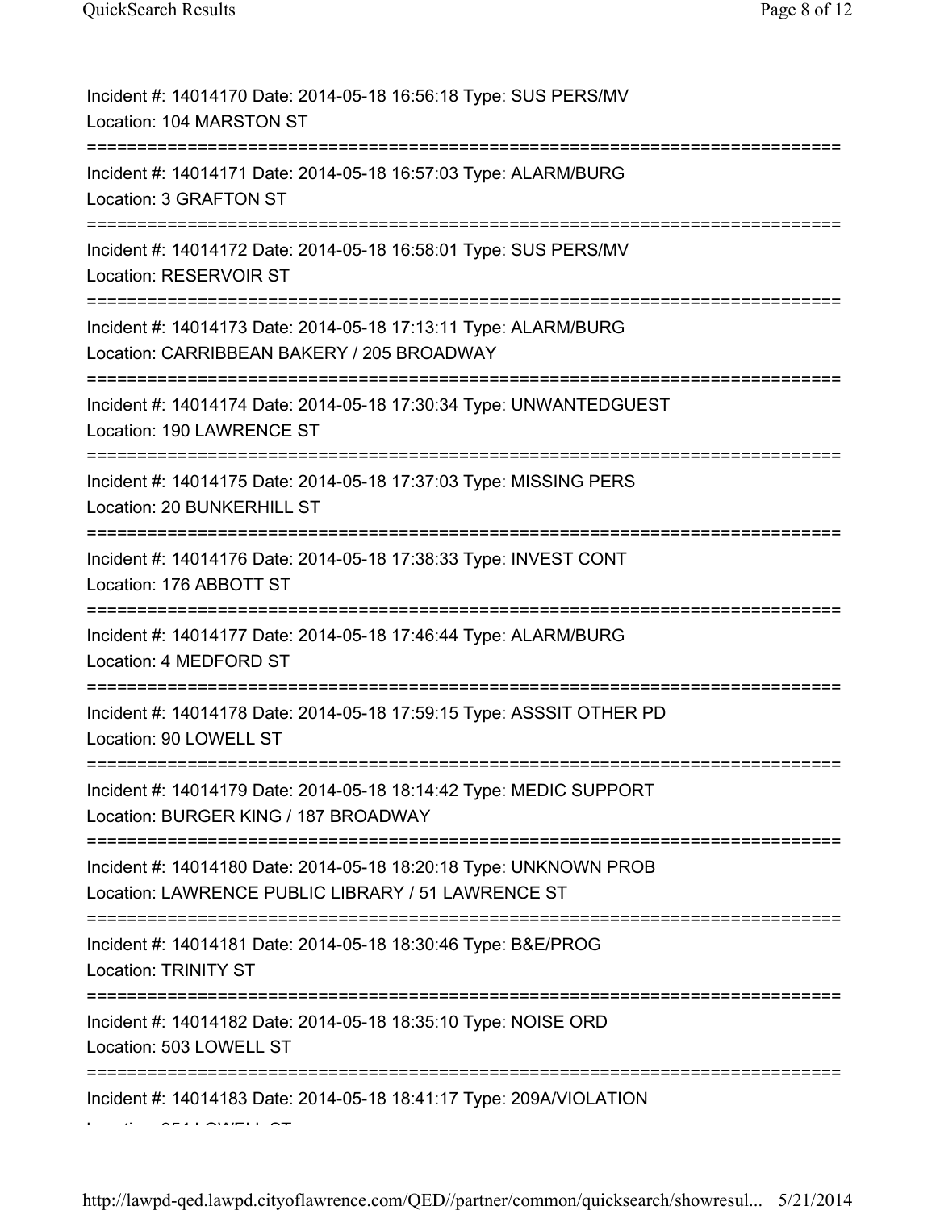Incident #: 14014170 Date: 2014-05-18 16:56:18 Type: SUS PERS/MV
Location: 104 MARSTON ST
===========================================================================
Incident #: 14014171 Date: 2014-05-18 16:57:03 Type: ALARM/BURG
Location: 3 GRAFTON ST
===========================================================================
Incident #: 14014172 Date: 2014-05-18 16:58:01 Type: SUS PERS/MV
Location: RESERVOIR ST
===========================================================================
Incident #: 14014173 Date: 2014-05-18 17:13:11 Type: ALARM/BURG
Location: CARRIBBEAN BAKERY / 205 BROADWAY
===========================================================================
Incident #: 14014174 Date: 2014-05-18 17:30:34 Type: UNWANTEDGUEST
Location: 190 LAWRENCE ST
===========================================================================
Incident #: 14014175 Date: 2014-05-18 17:37:03 Type: MISSING PERS
Location: 20 BUNKERHILL ST
===========================================================================
Incident #: 14014176 Date: 2014-05-18 17:38:33 Type: INVEST CONT
Location: 176 ABBOTT ST
===========================================================================
Incident #: 14014177 Date: 2014-05-18 17:46:44 Type: ALARM/BURG
Location: 4 MEDFORD ST
===========================================================================
Incident #: 14014178 Date: 2014-05-18 17:59:15 Type: ASSSIT OTHER PD
Location: 90 LOWELL ST
===========================================================================
Incident #: 14014179 Date: 2014-05-18 18:14:42 Type: MEDIC SUPPORT
Location: BURGER KING / 187 BROADWAY
===========================================================================
Incident #: 14014180 Date: 2014-05-18 18:20:18 Type: UNKNOWN PROB
Location: LAWRENCE PUBLIC LIBRARY / 51 LAWRENCE ST
===========================================================================
Incident #: 14014181 Date: 2014-05-18 18:30:46 Type: B&E/PROG
Location: TRINITY ST
===========================================================================
Incident #: 14014182 Date: 2014-05-18 18:35:10 Type: NOISE ORD
Location: 503 LOWELL ST
===========================================================================
Incident #: 14014183 Date: 2014-05-18 18:41:17 Type: 209A/VIOLATION
Location: 354 LOWELL ST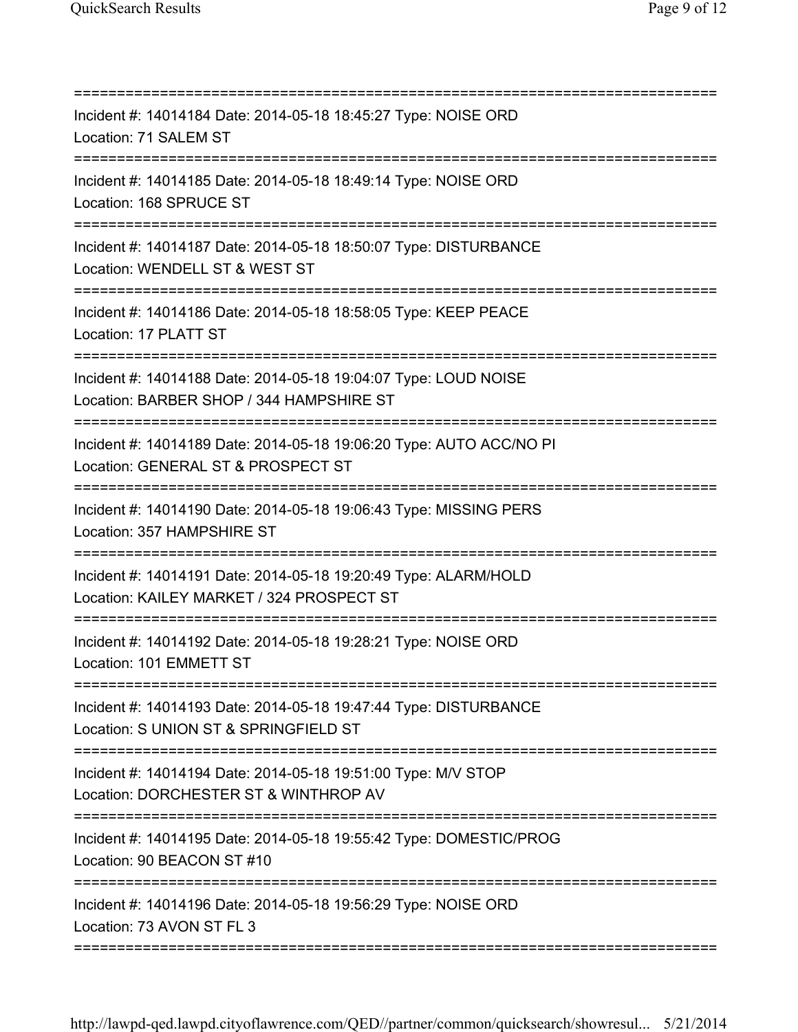Incident #: 14014184 Date: 2014-05-18 18:45:27 Type: NOISE ORD
Location: 71 SALEM ST

Incident #: 14014185 Date: 2014-05-18 18:49:14 Type: NOISE ORD
Location: 168 SPRUCE ST

Incident #: 14014187 Date: 2014-05-18 18:50:07 Type: DISTURBANCE
Location: WENDELL ST & WEST ST

Incident #: 14014186 Date: 2014-05-18 18:58:05 Type: KEEP PEACE
Location: 17 PLATT ST

Incident #: 14014188 Date: 2014-05-18 19:04:07 Type: LOUD NOISE
Location: BARBER SHOP / 344 HAMPSHIRE ST

Incident #: 14014189 Date: 2014-05-18 19:06:20 Type: AUTO ACC/NO PI
Location: GENERAL ST & PROSPECT ST

Incident #: 14014190 Date: 2014-05-18 19:06:43 Type: MISSING PERS
Location: 357 HAMPSHIRE ST

Incident #: 14014191 Date: 2014-05-18 19:20:49 Type: ALARM/HOLD
Location: KAILEY MARKET / 324 PROSPECT ST

Incident #: 14014192 Date: 2014-05-18 19:28:21 Type: NOISE ORD
Location: 101 EMMETT ST

Incident #: 14014193 Date: 2014-05-18 19:47:44 Type: DISTURBANCE
Location: S UNION ST & SPRINGFIELD ST

Incident #: 14014194 Date: 2014-05-18 19:51:00 Type: M/V STOP
Location: DORCHESTER ST & WINTHROP AV

Incident #: 14014195 Date: 2014-05-18 19:55:42 Type: DOMESTIC/PROG
Location: 90 BEACON ST #10

Incident #: 14014196 Date: 2014-05-18 19:56:29 Type: NOISE ORD
Location: 73 AVON ST FL 3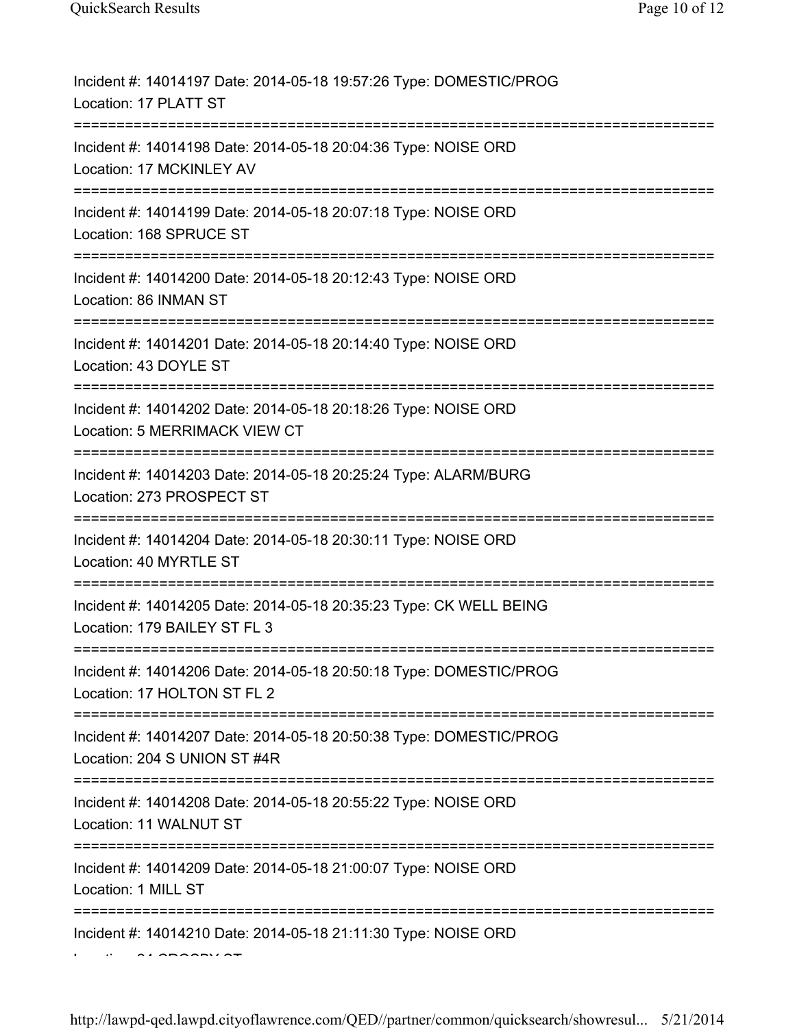Incident #: 14014197 Date: 2014-05-18 19:57:26 Type: DOMESTIC/PROG
Location: 17 PLATT ST
===========================================================================
Incident #: 14014198 Date: 2014-05-18 20:04:36 Type: NOISE ORD
Location: 17 MCKINLEY AV
===========================================================================
Incident #: 14014199 Date: 2014-05-18 20:07:18 Type: NOISE ORD
Location: 168 SPRUCE ST
===========================================================================
Incident #: 14014200 Date: 2014-05-18 20:12:43 Type: NOISE ORD
Location: 86 INMAN ST
===========================================================================
Incident #: 14014201 Date: 2014-05-18 20:14:40 Type: NOISE ORD
Location: 43 DOYLE ST
===========================================================================
Incident #: 14014202 Date: 2014-05-18 20:18:26 Type: NOISE ORD
Location: 5 MERRIMACK VIEW CT
===========================================================================
Incident #: 14014203 Date: 2014-05-18 20:25:24 Type: ALARM/BURG
Location: 273 PROSPECT ST
===========================================================================
Incident #: 14014204 Date: 2014-05-18 20:30:11 Type: NOISE ORD
Location: 40 MYRTLE ST
===========================================================================
Incident #: 14014205 Date: 2014-05-18 20:35:23 Type: CK WELL BEING
Location: 179 BAILEY ST FL 3
===========================================================================
Incident #: 14014206 Date: 2014-05-18 20:50:18 Type: DOMESTIC/PROG
Location: 17 HOLTON ST FL 2
===========================================================================
Incident #: 14014207 Date: 2014-05-18 20:50:38 Type: DOMESTIC/PROG
Location: 204 S UNION ST #4R
===========================================================================
Incident #: 14014208 Date: 2014-05-18 20:55:22 Type: NOISE ORD
Location: 11 WALNUT ST
===========================================================================
Incident #: 14014209 Date: 2014-05-18 21:00:07 Type: NOISE ORD
Location: 1 MILL ST
===========================================================================
Incident #: 14014210 Date: 2014-05-18 21:11:30 Type: NOISE ORD
Location: 24 CROSBY ST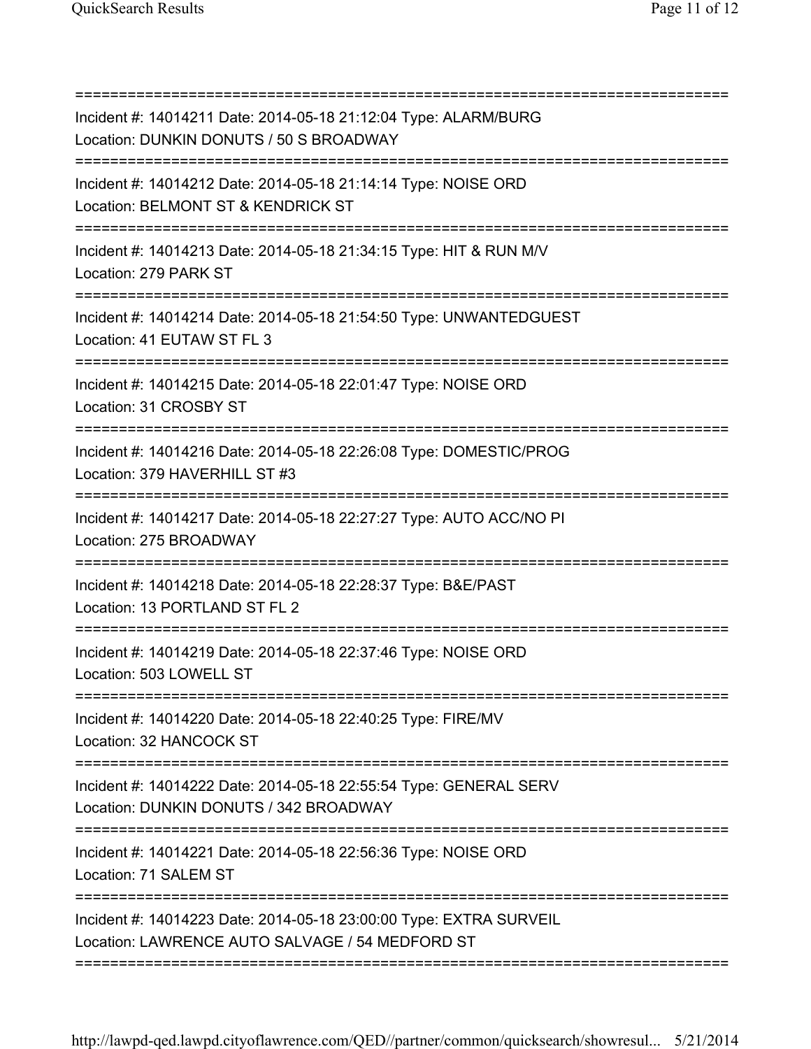===========================================================================
Incident #: 14014211 Date: 2014-05-18 21:12:04 Type: ALARM/BURG
Location: DUNKIN DONUTS / 50 S BROADWAY
===========================================================================
Incident #: 14014212 Date: 2014-05-18 21:14:14 Type: NOISE ORD
Location: BELMONT ST & KENDRICK ST
===========================================================================
Incident #: 14014213 Date: 2014-05-18 21:34:15 Type: HIT & RUN M/V
Location: 279 PARK ST
===========================================================================
Incident #: 14014214 Date: 2014-05-18 21:54:50 Type: UNWANTEDGUEST
Location: 41 EUTAW ST FL 3
===========================================================================
Incident #: 14014215 Date: 2014-05-18 22:01:47 Type: NOISE ORD
Location: 31 CROSBY ST
===========================================================================
Incident #: 14014216 Date: 2014-05-18 22:26:08 Type: DOMESTIC/PROG
Location: 379 HAVERHILL ST #3
===========================================================================
Incident #: 14014217 Date: 2014-05-18 22:27:27 Type: AUTO ACC/NO PI
Location: 275 BROADWAY
===========================================================================
Incident #: 14014218 Date: 2014-05-18 22:28:37 Type: B&E/PAST
Location: 13 PORTLAND ST FL 2
===========================================================================
Incident #: 14014219 Date: 2014-05-18 22:37:46 Type: NOISE ORD
Location: 503 LOWELL ST
===========================================================================
Incident #: 14014220 Date: 2014-05-18 22:40:25 Type: FIRE/MV
Location: 32 HANCOCK ST
===========================================================================
Incident #: 14014222 Date: 2014-05-18 22:55:54 Type: GENERAL SERV
Location: DUNKIN DONUTS / 342 BROADWAY
===========================================================================
Incident #: 14014221 Date: 2014-05-18 22:56:36 Type: NOISE ORD
Location: 71 SALEM ST
===========================================================================
Incident #: 14014223 Date: 2014-05-18 23:00:00 Type: EXTRA SURVEIL
Location: LAWRENCE AUTO SALVAGE / 54 MEDFORD ST
===========================================================================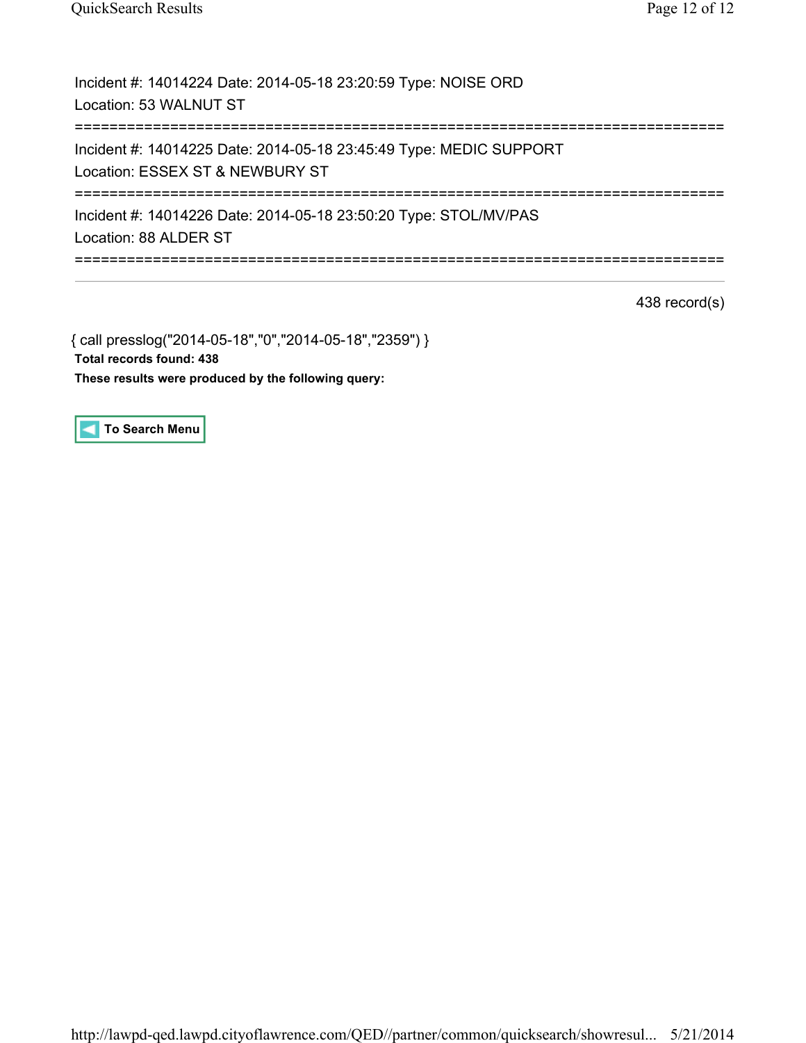Incident #: 14014224 Date: 2014-05-18 23:20:59 Type: NOISE ORD
Location: 53 WALNUT ST

===========================================================================

Incident #: 14014225 Date: 2014-05-18 23:45:49 Type: MEDIC SUPPORT
Location: ESSEX ST & NEWBURY ST

===========================================================================

Incident #: 14014226 Date: 2014-05-18 23:50:20 Type: STOL/MV/PAS
Location: 88 ALDER ST

===========================================================================

438 record(s)

{ call presslog("2014-05-18","0","2014-05-18","2359") }

**Total records found: 438**

**These results were produced by the following query:**

**To Search Menu**